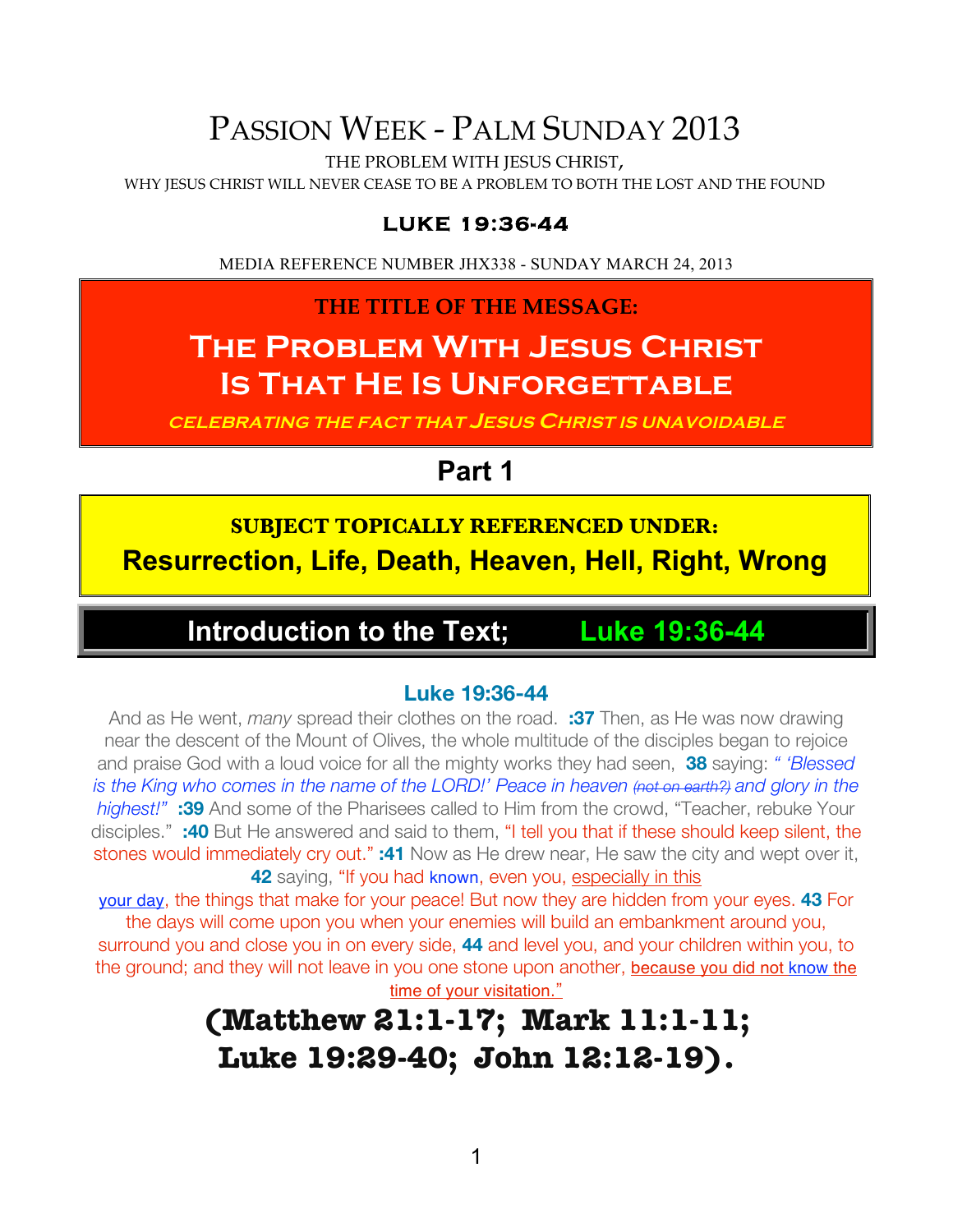# Passion Week - Palm Sunday 2013

THE PROBLEM WITH JESUS CHRIST,
WHY JESUS CHRIST WILL NEVER CEASE TO BE A PROBLEM TO BOTH THE LOST AND THE FOUND

### LUKE 19:36-44

MEDIA REFERENCE NUMBER JHX338 - SUNDAY MARCH 24, 2013

**THE TITLE OF THE MESSAGE:**

## The Problem With Jesus Christ Is That He Is Unforgettable

***celebrating the fact that Jesus Christ is unavoidable***

## Part 1

**SUBJECT TOPICALLY REFERENCED UNDER:**

**Resurrection, Life, Death, Heaven, Hell, Right, Wrong**

## Introduction to the Text; Luke 19:36-44

### Luke 19:36-44

And as He went, *many* spread their clothes on the road. **:37** Then, as He was now drawing near the descent of the Mount of Olives, the whole multitude of the disciples began to rejoice and praise God with a loud voice for all the mighty works they had seen, **38** saying: *" 'Blessed is the King who comes in the name of the LORD!' Peace in heaven* ~~*(not on earth?)*~~ *and glory in the highest!"* **:39** And some of the Pharisees called to Him from the crowd, "Teacher, rebuke Your disciples." **:40** But He answered and said to them, "I tell you that if these should keep silent, the stones would immediately cry out." **:41** Now as He drew near, He saw the city and wept over it, **42** saying, "If you had known, even you, especially in this your day, the things that make for your peace! But now they are hidden from your eyes. **43** For the days will come upon you when your enemies will build an embankment around you, surround you and close you in on every side, **44** and level you, and your children within you, to the ground; and they will not leave in you one stone upon another, because you did not know the time of your visitation."

## (Matthew 21:1-17; Mark 11:1-11; Luke 19:29-40; John 12:12-19).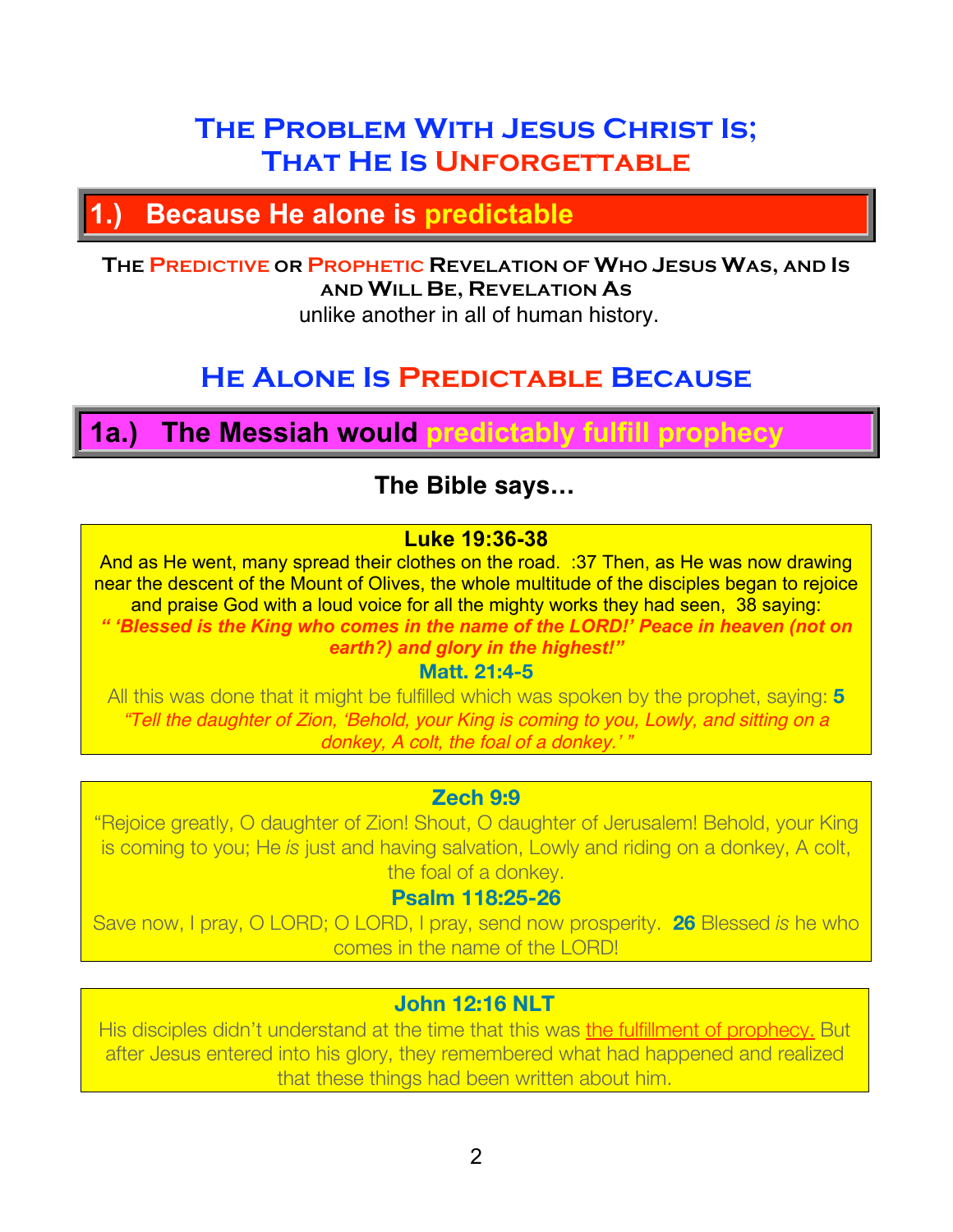# The Problem With Jesus Christ Is; That He Is Unforgettable

## 1.) Because He alone is predictable

**The Predictive or Prophetic Revelation of Who Jesus Was, and Is and Will Be, Revelation As**
unlike another in all of human history.

## He Alone Is Predictable Because

### 1a.) The Messiah would predictably fulfill prophecy

**The Bible says…**

**Luke 19:36-38**
And as He went, many spread their clothes on the road. :37 Then, as He was now drawing near the descent of the Mount of Olives, the whole multitude of the disciples began to rejoice and praise God with a loud voice for all the mighty works they had seen, 38 saying:
***" 'Blessed is the King who comes in the name of the LORD!' Peace in heaven (not on earth?) and glory in the highest!"***

**Matt. 21:4-5**
All this was done that it might be fulfilled which was spoken by the prophet, saying: **5** *"Tell the daughter of Zion, 'Behold, your King is coming to you, Lowly, and sitting on a donkey, A colt, the foal of a donkey.' "*

**Zech 9:9**
"Rejoice greatly, O daughter of Zion! Shout, O daughter of Jerusalem! Behold, your King is coming to you; He *is* just and having salvation, Lowly and riding on a donkey, A colt, the foal of a donkey.

**Psalm 118:25-26**
Save now, I pray, O LORD; O LORD, I pray, send now prosperity. **26** Blessed *is* he who comes in the name of the LORD!

**John 12:16 NLT**
His disciples didn't understand at the time that this was the fulfillment of prophecy. But after Jesus entered into his glory, they remembered what had happened and realized that these things had been written about him.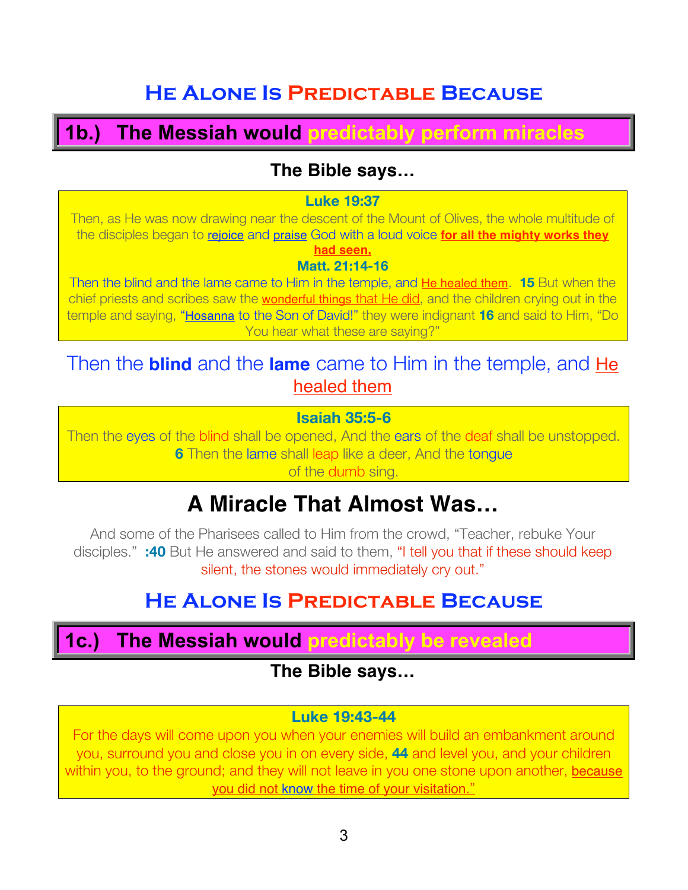## He Alone Is Predictable Because

### 1b.) The Messiah would predictably perform miracles

**The Bible says…**

**Luke 19:37**
Then, as He was now drawing near the descent of the Mount of Olives, the whole multitude of the disciples began to rejoice and praise God with a loud voice **for all the mighty works they had seen,**

**Matt. 21:14-16**
Then the blind and the lame came to Him in the temple, and He healed them. **15** But when the chief priests and scribes saw the wonderful things that He did, and the children crying out in the temple and saying, "Hosanna to the Son of David!" they were indignant **16** and said to Him, "Do You hear what these are saying?"

Then the **blind** and the **lame** came to Him in the temple, and He healed them

**Isaiah 35:5-6**
Then the eyes of the blind shall be opened, And the ears of the deaf shall be unstopped. **6** Then the lame shall leap like a deer, And the tongue of the dumb sing.

## A Miracle That Almost Was…

And some of the Pharisees called to Him from the crowd, "Teacher, rebuke Your disciples." **:40** But He answered and said to them, "I tell you that if these should keep silent, the stones would immediately cry out."

## He Alone Is Predictable Because

### 1c.) The Messiah would predictably be revealed

**The Bible says…**

**Luke 19:43-44**
For the days will come upon you when your enemies will build an embankment around you, surround you and close you in on every side, **44** and level you, and your children within you, to the ground; and they will not leave in you one stone upon another, because you did not know the time of your visitation."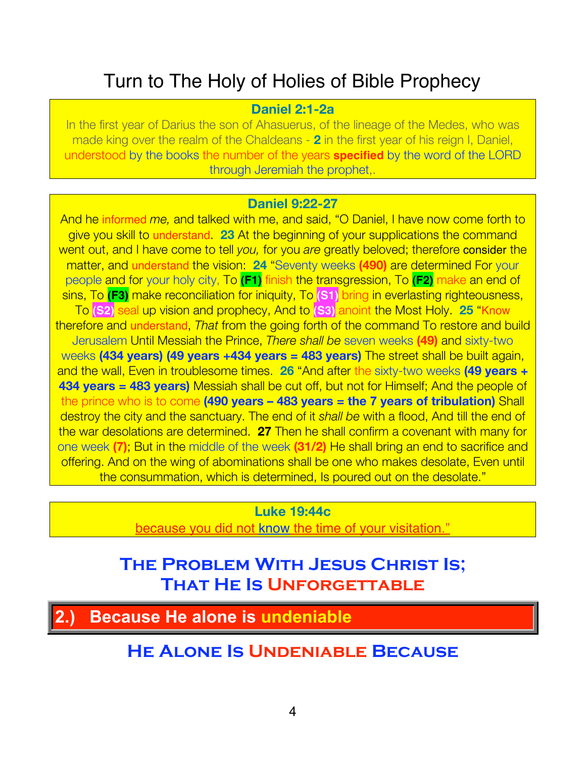# Turn to The Holy of Holies of Bible Prophecy

**Daniel 2:1-2a**

In the first year of Darius the son of Ahasuerus, of the lineage of the Medes, who was made king over the realm of the Chaldeans - **2** in the first year of his reign I, Daniel, understood by the books the number of the years **specified** by the word of the LORD through Jeremiah the prophet,.

**Daniel 9:22-27**

And he informed *me,* and talked with me, and said, "O Daniel, I have now come forth to give you skill to understand. **23** At the beginning of your supplications the command went out, and I have come to tell *you,* for you *are* greatly beloved; therefore consider the matter, and understand the vision: **24** "Seventy weeks **(490)** are determined For your people and for your holy city, To **(F1)** finish the transgression, To **(F2)** make an end of sins, To **(F3)** make reconciliation for iniquity, To **(S1)** bring in everlasting righteousness, To **(S2)** seal up vision and prophecy, And to **(S3)** anoint the Most Holy. **25** "Know therefore and understand, *That* from the going forth of the command To restore and build Jerusalem Until Messiah the Prince, *There shall be* seven weeks **(49)** and sixty-two weeks **(434 years) (49 years +434 years = 483 years)** The street shall be built again, and the wall, Even in troublesome times. **26** "And after the sixty-two weeks **(49 years + 434 years = 483 years)** Messiah shall be cut off, but not for Himself; And the people of the prince who is to come **(490 years – 483 years = the 7 years of tribulation)** Shall destroy the city and the sanctuary. The end of it *shall be* with a flood, And till the end of the war desolations are determined. **27** Then he shall confirm a covenant with many for one week **(7)**; But in the middle of the week **(31/2)** He shall bring an end to sacrifice and offering. And on the wing of abominations shall be one who makes desolate, Even until the consummation, which is determined, Is poured out on the desolate."

**Luke 19:44c**

because you did not know the time of your visitation."

## The Problem With Jesus Christ Is; That He Is Unforgettable

## 2.) Because He alone is undeniable

## He Alone Is Undeniable Because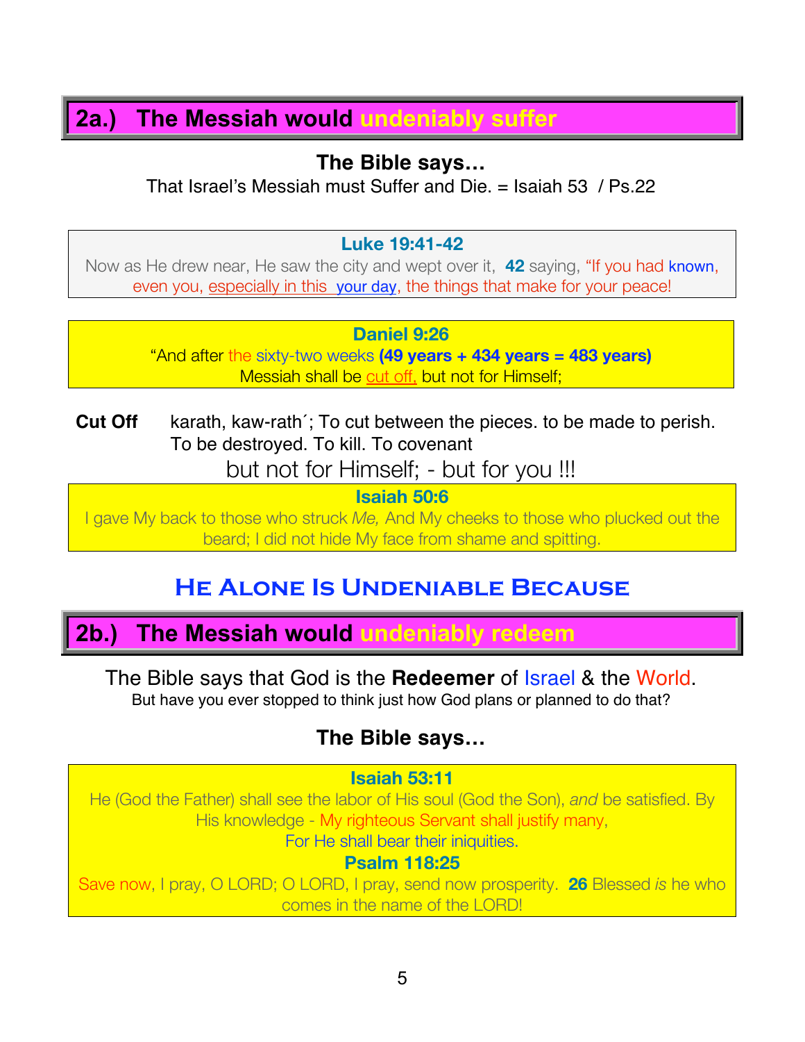## 2a.) The Messiah would undeniably suffer

**The Bible says…**

That Israel's Messiah must Suffer and Die. = Isaiah 53 / Ps.22

**Luke 19:41-42**

Now as He drew near, He saw the city and wept over it, **42** saying, "If you had known, even you, especially in this your day, the things that make for your peace!

**Daniel 9:26**

"And after the sixty-two weeks **(49 years + 434 years = 483 years)** Messiah shall be cut off, but not for Himself;

**Cut Off** karath, kaw-rath´; To cut between the pieces. to be made to perish. To be destroyed. To kill. To covenant

but not for Himself; - but for you !!!

**Isaiah 50:6**

I gave My back to those who struck *Me,* And My cheeks to those who plucked out the beard; I did not hide My face from shame and spitting.

## He Alone Is Undeniable Because

## 2b.) The Messiah would undeniably redeem

The Bible says that God is the **Redeemer** of Israel & the World.

But have you ever stopped to think just how God plans or planned to do that?

**The Bible says…**

**Isaiah 53:11**

He (God the Father) shall see the labor of His soul (God the Son), *and* be satisfied. By His knowledge - My righteous Servant shall justify many,
For He shall bear their iniquities.

**Psalm 118:25**

Save now, I pray, O LORD; O LORD, I pray, send now prosperity. **26** Blessed *is* he who comes in the name of the LORD!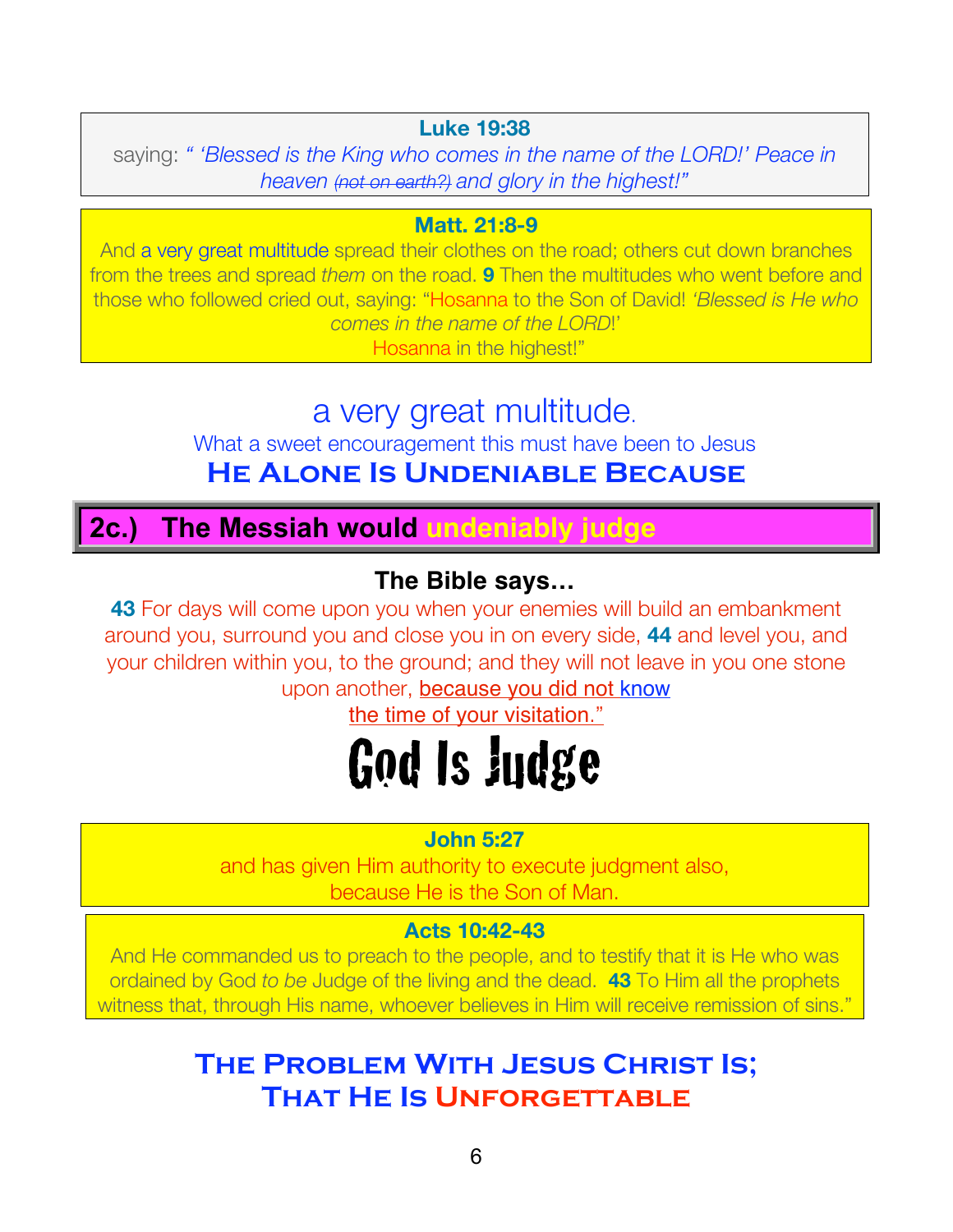**Luke 19:38**

saying: *" 'Blessed is the King who comes in the name of the LORD!' Peace in heaven* ~~(not on earth?)~~ *and glory in the highest!"*

**Matt. 21:8-9**

And a very great multitude spread their clothes on the road; others cut down branches from the trees and spread *them* on the road. **9** Then the multitudes who went before and those who followed cried out, saying: "Hosanna to the Son of David! *'Blessed is He who comes in the name of the LORD!'*
Hosanna in the highest!"

# a very great multitude.

What a sweet encouragement this must have been to Jesus

**HE ALONE IS UNDENIABLE BECAUSE**

## 2c.) The Messiah would undeniably judge

### The Bible says…

**43** For days will come upon you when your enemies will build an embankment around you, surround you and close you in on every side, **44** and level you, and your children within you, to the ground; and they will not leave in you one stone upon another, <u>because you did not know the time of your visitation."</u>

# God Is Judge

**John 5:27**

and has given Him authority to execute judgment also, because He is the Son of Man.

**Acts 10:42-43**

And He commanded us to preach to the people, and to testify that it is He who was ordained by God *to be* Judge of the living and the dead. **43** To Him all the prophets witness that, through His name, whoever believes in Him will receive remission of sins."

**THE PROBLEM WITH JESUS CHRIST IS; THAT HE IS UNFORGETTABLE**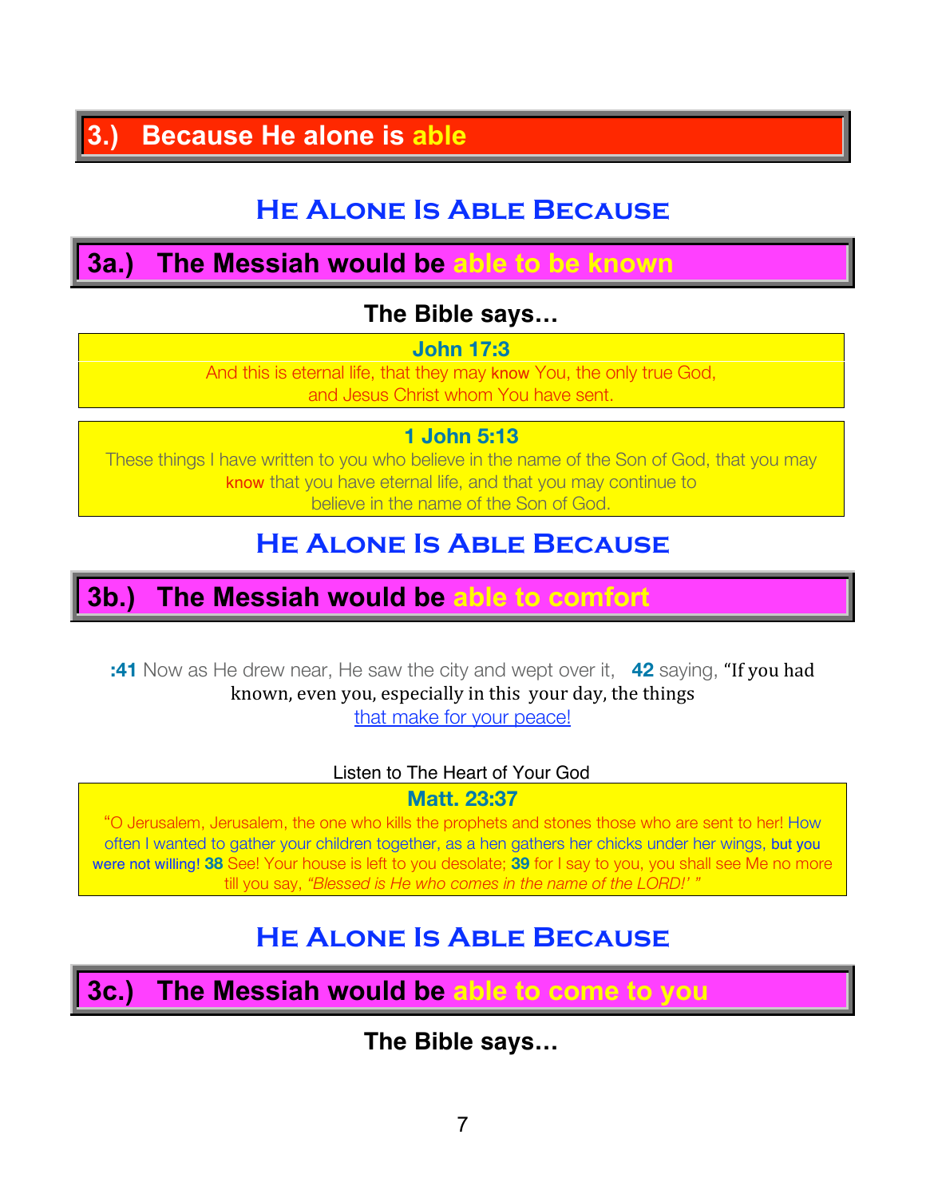## 3.) Because He alone is able

### He Alone Is Able Because

## 3a.) The Messiah would be able to be known

**The Bible says…**

**John 17:3**
And this is eternal life, that they may know You, the only true God,
and Jesus Christ whom You have sent.

**1 John 5:13**
These things I have written to you who believe in the name of the Son of God, that you may know that you have eternal life, and that you may continue to believe in the name of the Son of God.

### He Alone Is Able Because

## 3b.) The Messiah would be able to comfort

**:41** Now as He drew near, He saw the city and wept over it, **42** saying, "If you had known, even you, especially in this your day, the things that make for your peace!

Listen to The Heart of Your God

**Matt. 23:37**
"O Jerusalem, Jerusalem, the one who kills the prophets and stones those who are sent to her! How often I wanted to gather your children together, as a hen gathers her chicks under her wings, but you were not willing! **38** See! Your house is left to you desolate; **39** for I say to you, you shall see Me no more till you say, *"Blessed is He who comes in the name of the LORD!' "*

### He Alone Is Able Because

## 3c.) The Messiah would be able to come to you

**The Bible says…**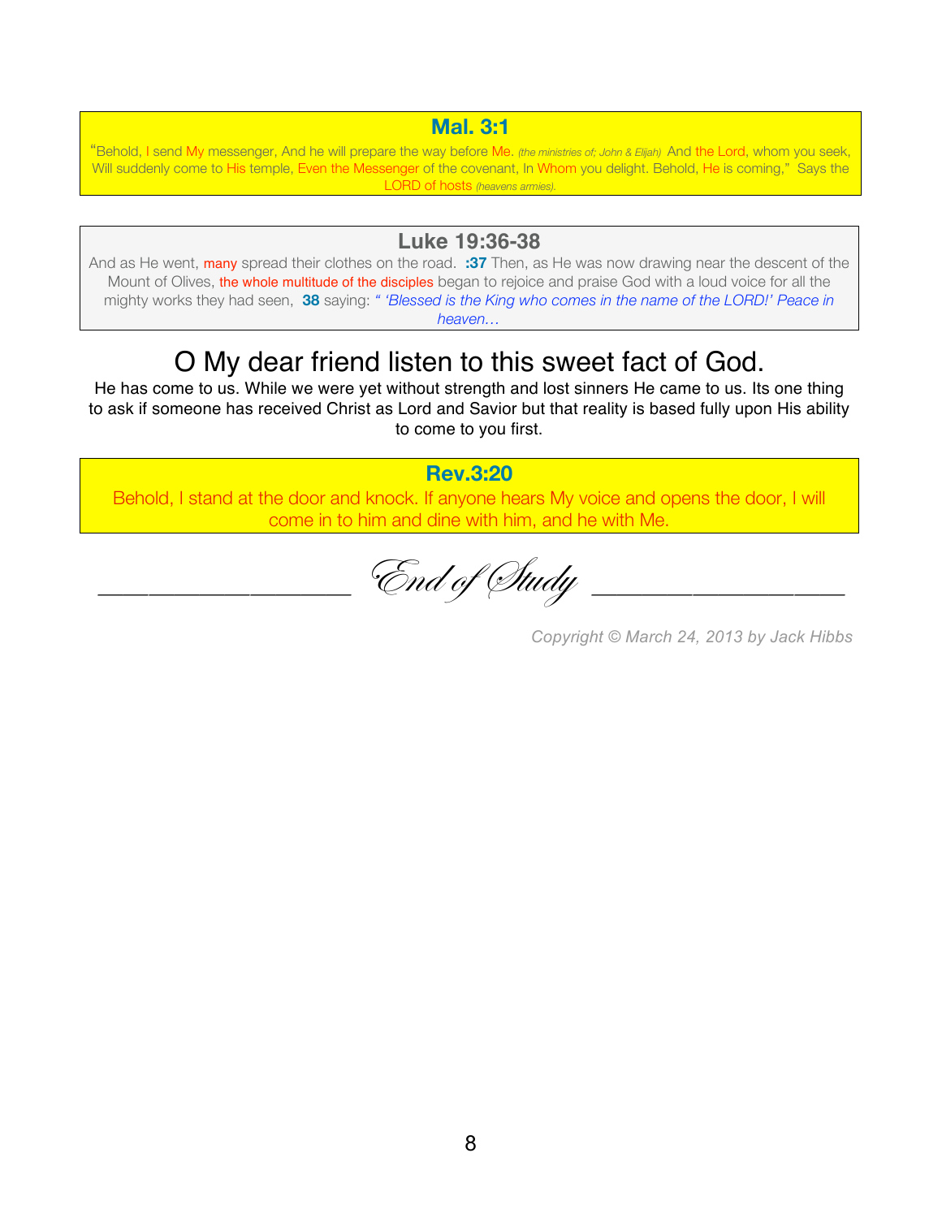**Mal. 3:1**

"Behold, I send My messenger, And he will prepare the way before Me. *(the ministries of; John & Elijah)* And the Lord, whom you seek, Will suddenly come to His temple, Even the Messenger of the covenant, In Whom you delight. Behold, He is coming," Says the LORD of hosts *(heavens armies)*.

**Luke 19:36-38**

And as He went, many spread their clothes on the road. **:37** Then, as He was now drawing near the descent of the Mount of Olives, the whole multitude of the disciples began to rejoice and praise God with a loud voice for all the mighty works they had seen, **38** saying: *" 'Blessed is the King who comes in the name of the LORD!' Peace in heaven…*

## O My dear friend listen to this sweet fact of God.

He has come to us. While we were yet without strength and lost sinners He came to us. Its one thing to ask if someone has received Christ as Lord and Savior but that reality is based fully upon His ability to come to you first.

**Rev.3:20**

Behold, I stand at the door and knock. If anyone hears My voice and opens the door, I will come in to him and dine with him, and he with Me.

*End of Study*

*Copyright © March 24, 2013 by Jack Hibbs*